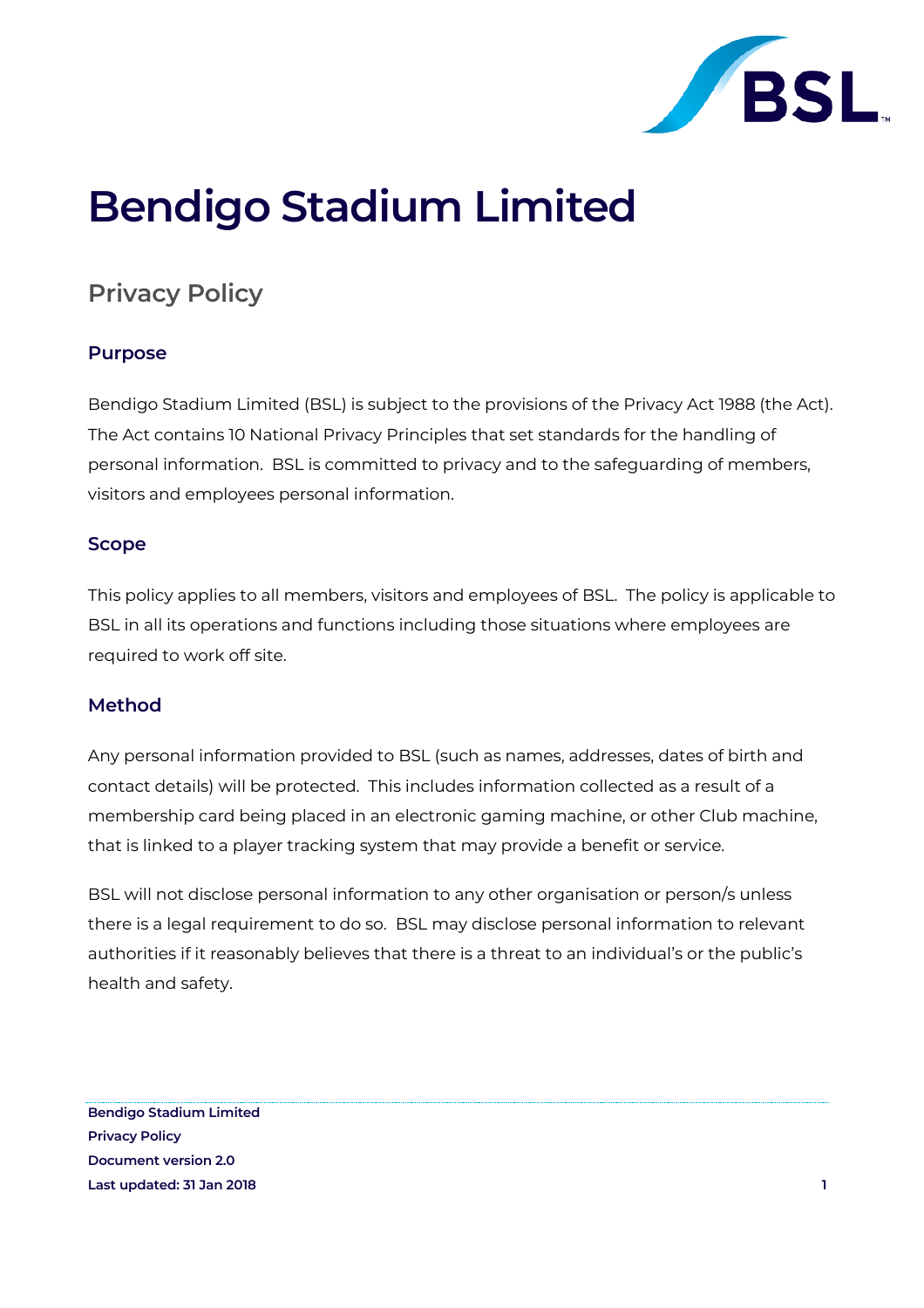# Bendigo Stadium Limited

## Privacy Policy

### Purpose

Bendigo Stadium Limited (BSL) is subject to the provisions of the Privacy Act 1988 (the Act). The Act contains 10 National Privacy Principles that set standards for the handling of personal information. BSL is committed to privacy and to the safeguarding of members, visitors and employees personal information.

### Scope

This policy applies to all members, visitors and employees of BSL. The policy is applicable to BSL in all its operations and functions including those situations where employees are required to work off site.

### Method

Any personal information provided to BSL (such as names, addresses, dates of birth and contact details) will be protected. This includes information collected as a result of a membership card being placed in an electronic gaming machine, or other Club machine, that is linked to a player tracking system that may provide a benefit or service.

BSL will not disclose personal information to any other organisation or person/s unless there is a legal requirement to do so. BSL may disclose personal information to relevant authorities if it reasonably believes that there is a threat to an individual's or the public's health and safety.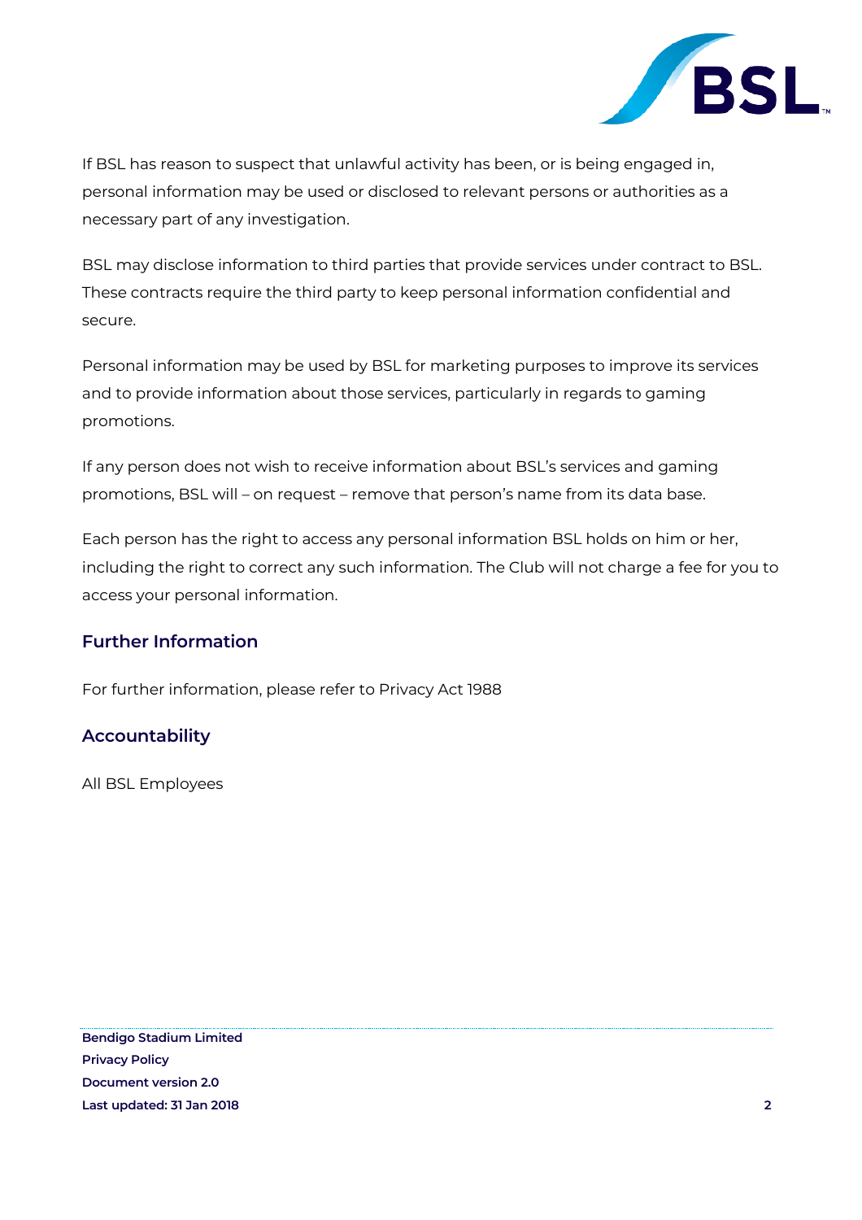If BSL has reason to suspect that unlawful activity has been, or is being engaged in, personal information may be used or disclosed to relevant persons or authorities as a necessary part of any investigation.

BSL may disclose information to third parties that provide services under contract to BSL. These contracts require the third party to keep personal information confidential and secure.

Personal information may be used by BSL for marketing purposes to improve its services and to provide information about those services, particularly in regards to gaming promotions.

If any person does not wish to receive information about BSL's services and gaming promotions, BSL will – on request – remove that person's name from its data base.

Each person has the right to access any personal information BSL holds on him or her, including the right to correct any such information. The Club will not charge a fee for you to access your personal information.

## Further Information

For further information, please refer to Privacy Act 1988

## Accountability

All BSL Employees